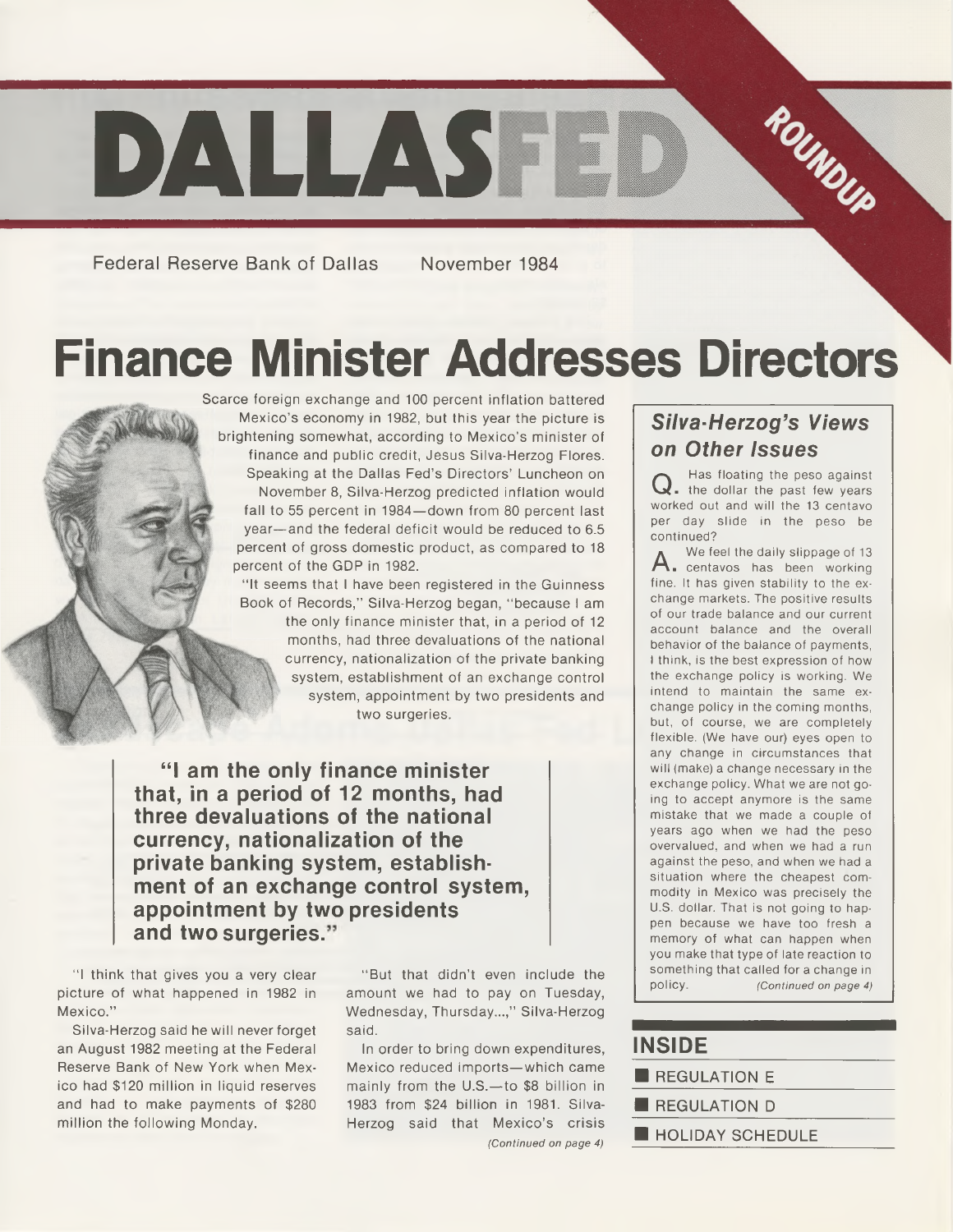# DALLASFED ROUNDUP

Federal Reserve Bank of Dallas November 1984

# Finance Minister Addresses Directors

Scarce foreign exchange and 100 percent inflation battered Mexico's economy in 1982, but this year the picture is brightening somewhat, according to Mexico's minister of finance and public credit, Jesus Silva-Herzog Flores. Speaking at the Dallas Fed's Directors' Luncheon on November 8, Silva-Herzog predicted inflation would fall to 55 percent in 1984—down from 80 percent last year—and the federal deficit would be reduced to 6.5 percent of gross domestic product, as compared to 18 percent of the GDP in 1982.

"It seems that I have been registered in the Guinness Book of Records," Silva-Herzog began, "because I am the only finance minister that, in a period of 12 months, had three devaluations of the national currency, nationalization of the private banking system, establishment of an exchange control system, appointment by two presidents and two surgeries.

> **"I am the only finance minister that, in a period of 12 months, had three devaluations of the national currency, nationalization of the private banking system, establishment of an exchange control system, appointment by two presidents and two surgeries."**

"I think that gives you a very clear picture of what happened in 1982 in Mexico."

Silva-Herzog said he will never forget an August 1982 meeting at the Federal Reserve Bank of New York when Mexico had $120 million in liquid reserves and had to make payments of $280 million the following Monday.

"But that didn't even include the amount we had to pay on Tuesday, Wednesday, Thursday...," Silva-Herzog said.

In order to bring down expenditures, Mexico reduced imports—which came mainly from the U.S.—to $8 billion in 1983 from $24 billion in 1981. Silva-Herzog said that Mexico's crisis *(Continued on page 4)*

## *Silva-Herzog's Views on Other Issues*

**Q.** Has floating the peso against the dollar the past few years worked out and will the 13 centavo per day slide in the peso be continued?

**A.** We feel the daily slippage of 13 centavos has been working fine. It has given stability to the exchange markets. The positive results of our trade balance and our current account balance and the overall behavior of the balance of payments, I think, is the best expression of how the exchange policy is working. We intend to maintain the same exchange policy in the coming months, but, of course, we are completely flexible. (We have our) eyes open to any change in circumstances that will (make) a change necessary in the exchange policy. What we are not going to accept anymore is the same mistake that we made a couple of years ago when we had the peso overvalued, and when we had a run against the peso, and when we had a situation where the cheapest commodity in Mexico was precisely the U.S. dollar. That is not going to happen because we have too fresh a memory of what can happen when you make that type of late reaction to something that called for a change in policy. *(Continued on page 4)*

## INSIDE

- REGULATION E
- REGULATION D
- HOLIDAY SCHEDULE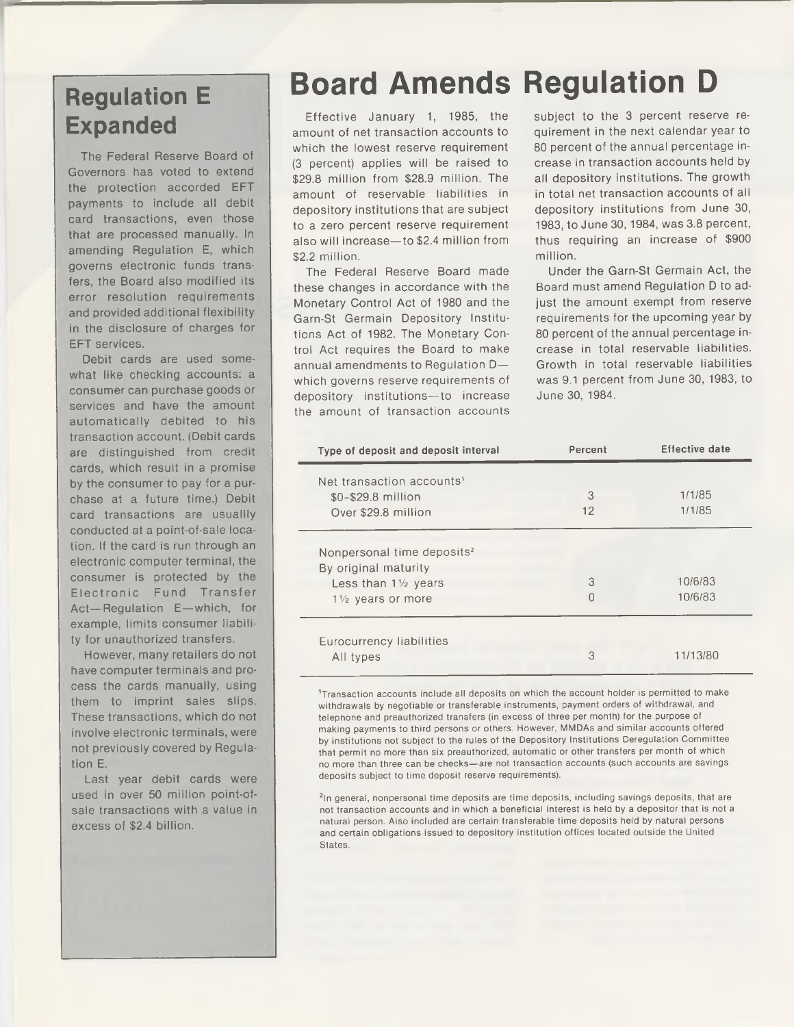## Regulation E Expanded

The Federal Reserve Board of Governors has voted to extend the protection accorded EFT payments to include all debit card transactions, even those that are processed manually. In amending Regulation E, which governs electronic funds transfers, the Board also modified its error resolution requirements and provided additional flexibility in the disclosure of charges for EFT services.

Debit cards are used somewhat like checking accounts: a consumer can purchase goods or services and have the amount automatically debited to his transaction account. (Debit cards are distinguished from credit cards, which result in a promise by the consumer to pay for a purchase at a future time.) Debit card transactions are usuallly conducted at a point-of-sale location. If the card is run through an electronic computer terminal, the consumer is protected by the Electronic Fund Transfer Act—Regulation E—which, for example, limits consumer liability for unauthorized transfers.

However, many retailers do not have computer terminals and process the cards manually, using them to imprint sales slips. These transactions, which do not involve electronic terminals, were not previously covered by Regulation E.

Last year debit cards were used in over 50 million point-of-sale transactions with a value in excess of $2.4 billion.

# Board Amends Regulation D

Effective January 1, 1985, the amount of net transaction accounts to which the lowest reserve requirement (3 percent) applies will be raised to $29.8 million from $28.9 million. The amount of reservable liabilities in depository institutions that are subject to a zero percent reserve requirement also will increase—to $2.4 million from $2.2 million.

The Federal Reserve Board made these changes in accordance with the Monetary Control Act of 1980 and the Garn-St Germain Depository Institutions Act of 1982. The Monetary Control Act requires the Board to make annual amendments to Regulation D—which governs reserve requirements of depository institutions—to increase the amount of transaction accounts subject to the 3 percent reserve requirement in the next calendar year to 80 percent of the annual percentage increase in transaction accounts held by all depository institutions. The growth in total net transaction accounts of all depository institutions from June 30, 1983, to June 30, 1984, was 3.8 percent, thus requiring an increase of $900 million.

Under the Garn-St Germain Act, the Board must amend Regulation D to adjust the amount exempt from reserve requirements for the upcoming year by 80 percent of the annual percentage increase in total reservable liabilities. Growth in total reservable liabilities was 9.1 percent from June 30, 1983, to June 30, 1984.

| Type of deposit and deposit interval | Percent | Effective date |
|---|---|---|
| Net transaction accounts[1] | | |
| $0-$29.8 million | 3 | 1/1/85 |
| Over $29.8 million | 12 | 1/1/85 |
| Nonpersonal time deposits[2] | | |
| By original maturity | | |
| Less than 1½ years | 3 | 10/6/83 |
| 1½ years or more | 0 | 10/6/83 |
| Eurocurrency liabilities | | |
| All types | 3 | 11/13/80 |

[1] Transaction accounts include all deposits on which the account holder is permitted to make withdrawals by negotiable or transferable instruments, payment orders of withdrawal, and telephone and preauthorized transfers (in excess of three per month) for the purpose of making payments to third persons or others. However, MMDAs and similar accounts offered by institutions not subject to the rules of the Depository Institutions Deregulation Committee that permit no more than six preauthorized, automatic or other transfers per month of which no more than three can be checks—are not transaction accounts (such accounts are savings deposits subject to time deposit reserve requirements).

[2] In general, nonpersonal time deposits are time deposits, including savings deposits, that are not transaction accounts and in which a beneficial interest is held by a depositor that is not a natural person. Also included are certain transferable time deposits held by natural persons and certain obligations issued to depository institution offices located outside the United States.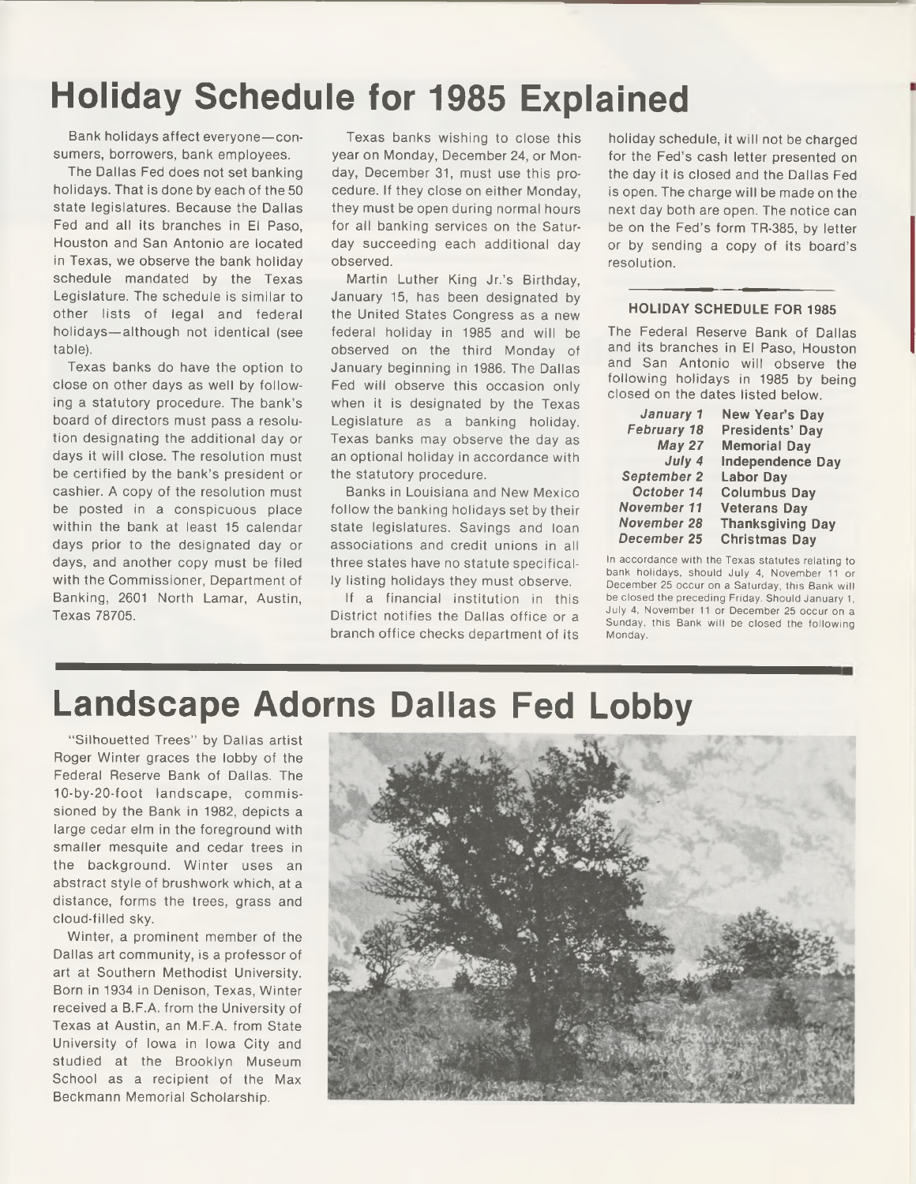# Holiday Schedule for 1985 Explained

Bank holidays affect everyone—consumers, borrowers, bank employees.

The Dallas Fed does not set banking holidays. That is done by each of the 50 state legislatures. Because the Dallas Fed and all its branches in El Paso, Houston and San Antonio are located in Texas, we observe the bank holiday schedule mandated by the Texas Legislature. The schedule is similar to other lists of legal and federal holidays—although not identical (see table).

Texas banks do have the option to close on other days as well by following a statutory procedure. The bank's board of directors must pass a resolution designating the additional day or days it will close. The resolution must be certified by the bank's president or cashier. A copy of the resolution must be posted in a conspicuous place within the bank at least 15 calendar days prior to the designated day or days, and another copy must be filed with the Commissioner, Department of Banking, 2601 North Lamar, Austin, Texas 78705.

Texas banks wishing to close this year on Monday, December 24, or Monday, December 31, must use this procedure. If they close on either Monday, they must be open during normal hours for all banking services on the Saturday succeeding each additional day observed.

Martin Luther King Jr.'s Birthday, January 15, has been designated by the United States Congress as a new federal holiday in 1985 and will be observed on the third Monday of January beginning in 1986. The Dallas Fed will observe this occasion only when it is designated by the Texas Legislature as a banking holiday. Texas banks may observe the day as an optional holiday in accordance with the statutory procedure.

Banks in Louisiana and New Mexico follow the banking holidays set by their state legislatures. Savings and loan associations and credit unions in all three states have no statute specifically listing holidays they must observe.

If a financial institution in this District notifies the Dallas office or a branch office checks department of its holiday schedule, it will not be charged for the Fed's cash letter presented on the day it is closed and the Dallas Fed is open. The charge will be made on the next day both are open. The notice can be on the Fed's form TR-385, by letter or by sending a copy of its board's resolution.

### HOLIDAY SCHEDULE FOR 1985

The Federal Reserve Bank of Dallas and its branches in El Paso, Houston and San Antonio will observe the following holidays in 1985 by being closed on the dates listed below.

| | |
|---|---|
| *January 1* | **New Year's Day** |
| *February 18* | **Presidents' Day** |
| *May 27* | **Memorial Day** |
| *July 4* | **Independence Day** |
| *September 2* | **Labor Day** |
| *October 14* | **Columbus Day** |
| *November 11* | **Veterans Day** |
| *November 28* | **Thanksgiving Day** |
| *December 25* | **Christmas Day** |

In accordance with the Texas statutes relating to bank holidays, should July 4, November 11 or December 25 occur on a Saturday, this Bank will be closed the preceding Friday. Should January 1, July 4, November 11 or December 25 occur on a Sunday, this Bank will be closed the following Monday.

# Landscape Adorns Dallas Fed Lobby

"Silhouetted Trees" by Dallas artist Roger Winter graces the lobby of the Federal Reserve Bank of Dallas. The 10-by-20-foot landscape, commissioned by the Bank in 1982, depicts a large cedar elm in the foreground with smaller mesquite and cedar trees in the background. Winter uses an abstract style of brushwork which, at a distance, forms the trees, grass and cloud-filled sky.

Winter, a prominent member of the Dallas art community, is a professor of art at Southern Methodist University. Born in 1934 in Denison, Texas, Winter received a B.F.A. from the University of Texas at Austin, an M.F.A. from State University of Iowa in Iowa City and studied at the Brooklyn Museum School as a recipient of the Max Beckmann Memorial Scholarship.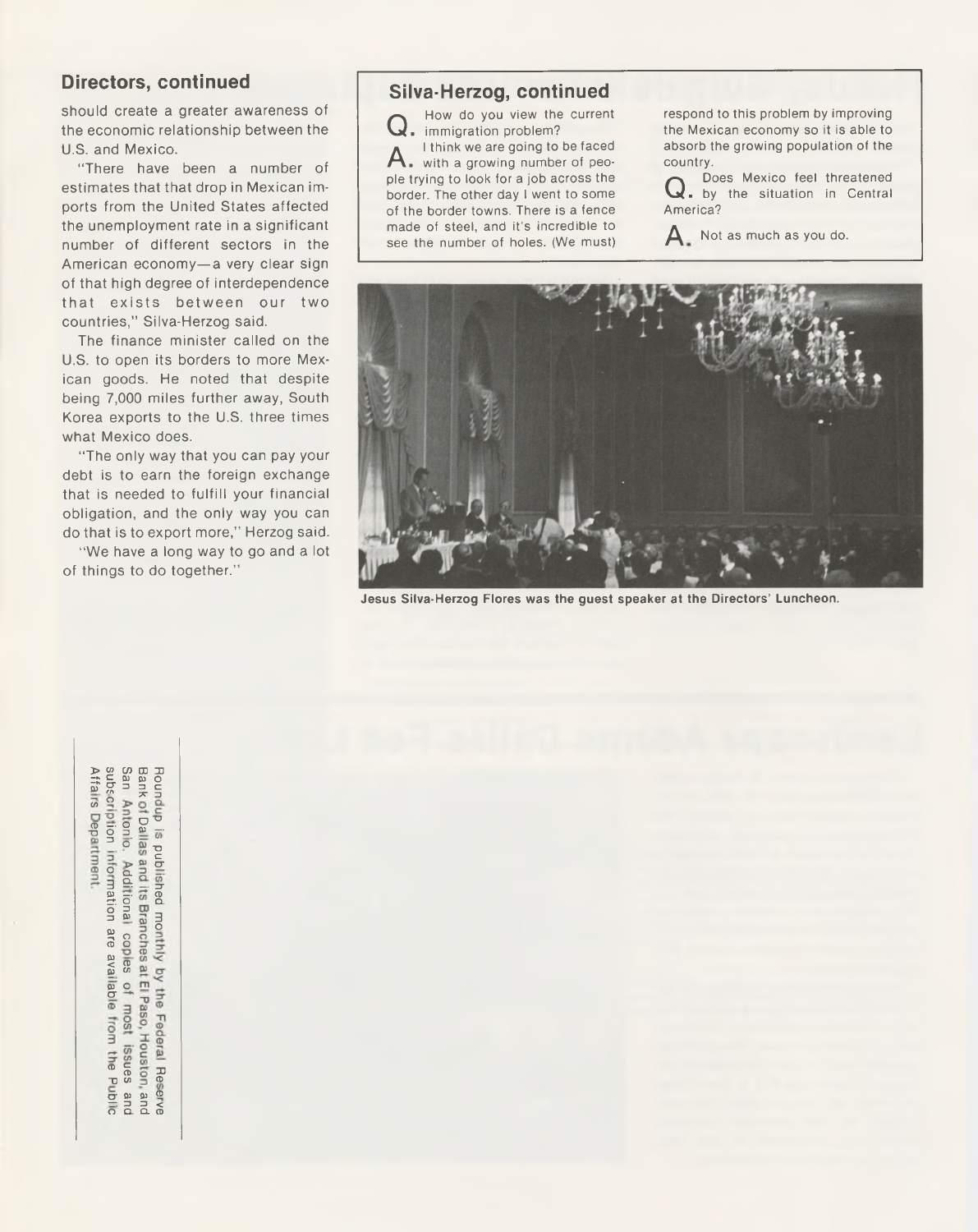## Directors, continued

should create a greater awareness of the economic relationship between the U.S. and Mexico.

"There have been a number of estimates that that drop in Mexican imports from the United States affected the unemployment rate in a significant number of different sectors in the American economy—a very clear sign of that high degree of interdependence that exists between our two countries," Silva-Herzog said.

The finance minister called on the U.S. to open its borders to more Mexican goods. He noted that despite being 7,000 miles further away, South Korea exports to the U.S. three times what Mexico does.

"The only way that you can pay your debt is to earn the foreign exchange that is needed to fulfill your financial obligation, and the only way you can do that is to export more," Herzog said.

"We have a long way to go and a lot of things to do together."

## Silva-Herzog, continued

**Q.** How do you view the current immigration problem?

**A.** I think we are going to be faced with a growing number of people trying to look for a job across the border. The other day I went to some of the border towns. There is a fence made of steel, and it's incredible to see the number of holes. (We must) respond to this problem by improving the Mexican economy so it is able to absorb the growing population of the country.

**Q.** Does Mexico feel threatened by the situation in Central America?

**A.** Not as much as you do.

Jesus Silva-Herzog Flores was the guest speaker at the Directors' Luncheon.

Roundup is published monthly by the Federal Reserve Bank of Dallas and its Branches at El Paso, Houston, and San Antonio. Additional copies of most issues and subscription information are available from the Public Affairs Department.